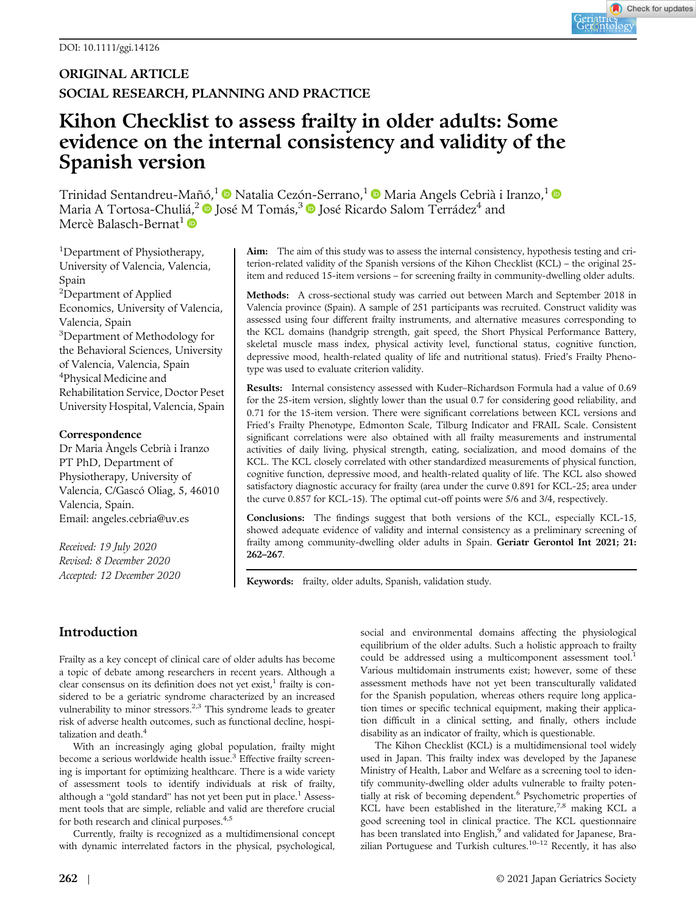DOI: 10.1111/ggi.14126

ORIGINAL ARTICLE

SOCIAL RESEARCH, PLANNING AND PRACTICE

# Kihon Checklist to assess frailty in older adults: Some evidence on the internal consistency and validity of the Spanish version

Trinidad Sentandreu-Mañó,[1] Natalia Cezón-Serrano,[1] Maria Angels Cebrià i Iranzo,[1] Maria A Tortosa-Chuliá,[2] José M Tomás,[3] José Ricardo Salom Terrádez[4] and Mercè Balasch-Bernat[1]

[1]Department of Physiotherapy, University of Valencia, Valencia, Spain
[2]Department of Applied Economics, University of Valencia, Valencia, Spain
[3]Department of Methodology for the Behavioral Sciences, University of Valencia, Valencia, Spain
[4]Physical Medicine and Rehabilitation Service, Doctor Peset University Hospital, Valencia, Spain

**Correspondence**
Dr Maria Àngels Cebrià i Iranzo PT PhD, Department of Physiotherapy, University of Valencia, C/Gascó Oliag, 5, 46010 Valencia, Spain.
Email: angeles.cebria@uv.es

*Received: 19 July 2020*
*Revised: 8 December 2020*
*Accepted: 12 December 2020*

**Aim:** The aim of this study was to assess the internal consistency, hypothesis testing and criterion-related validity of the Spanish versions of the Kihon Checklist (KCL) – the original 25-item and reduced 15-item versions – for screening frailty in community-dwelling older adults.

**Methods:** A cross-sectional study was carried out between March and September 2018 in Valencia province (Spain). A sample of 251 participants was recruited. Construct validity was assessed using four different frailty instruments, and alternative measures corresponding to the KCL domains (handgrip strength, gait speed, the Short Physical Performance Battery, skeletal muscle mass index, physical activity level, functional status, cognitive function, depressive mood, health-related quality of life and nutritional status). Fried's Frailty Phenotype was used to evaluate criterion validity.

**Results:** Internal consistency assessed with Kuder–Richardson Formula had a value of 0.69 for the 25-item version, slightly lower than the usual 0.7 for considering good reliability, and 0.71 for the 15-item version. There were significant correlations between KCL versions and Fried's Frailty Phenotype, Edmonton Scale, Tilburg Indicator and FRAIL Scale. Consistent significant correlations were also obtained with all frailty measurements and instrumental activities of daily living, physical strength, eating, socialization, and mood domains of the KCL. The KCL closely correlated with other standardized measurements of physical function, cognitive function, depressive mood, and health-related quality of life. The KCL also showed satisfactory diagnostic accuracy for frailty (area under the curve 0.891 for KCL-25; area under the curve 0.857 for KCL-15). The optimal cut-off points were 5/6 and 3/4, respectively.

**Conclusions:** The findings suggest that both versions of the KCL, especially KCL-15, showed adequate evidence of validity and internal consistency as a preliminary screening of frailty among community-dwelling older adults in Spain. **Geriatr Gerontol Int 2021; 21: 262–267**.

**Keywords:** frailty, older adults, Spanish, validation study.

## Introduction

Frailty as a key concept of clinical care of older adults has become a topic of debate among researchers in recent years. Although a clear consensus on its definition does not yet exist,[1] frailty is considered to be a geriatric syndrome characterized by an increased vulnerability to minor stressors.[2,3] This syndrome leads to greater risk of adverse health outcomes, such as functional decline, hospitalization and death.[4]

With an increasingly aging global population, frailty might become a serious worldwide health issue.[3] Effective frailty screening is important for optimizing healthcare. There is a wide variety of assessment tools to identify individuals at risk of frailty, although a "gold standard" has not yet been put in place.[1] Assessment tools that are simple, reliable and valid are therefore crucial for both research and clinical purposes.[4,5]

Currently, frailty is recognized as a multidimensional concept with dynamic interrelated factors in the physical, psychological, social and environmental domains affecting the physiological equilibrium of the older adults. Such a holistic approach to frailty could be addressed using a multicomponent assessment tool.[1] Various multidomain instruments exist; however, some of these assessment methods have not yet been transculturally validated for the Spanish population, whereas others require long application times or specific technical equipment, making their application difficult in a clinical setting, and finally, others include disability as an indicator of frailty, which is questionable.

The Kihon Checklist (KCL) is a multidimensional tool widely used in Japan. This frailty index was developed by the Japanese Ministry of Health, Labor and Welfare as a screening tool to identify community-dwelling older adults vulnerable to frailty potentially at risk of becoming dependent.[6] Psychometric properties of KCL have been established in the literature,[7,8] making KCL a good screening tool in clinical practice. The KCL questionnaire has been translated into English,[9] and validated for Japanese, Brazilian Portuguese and Turkish cultures.[10–12] Recently, it has also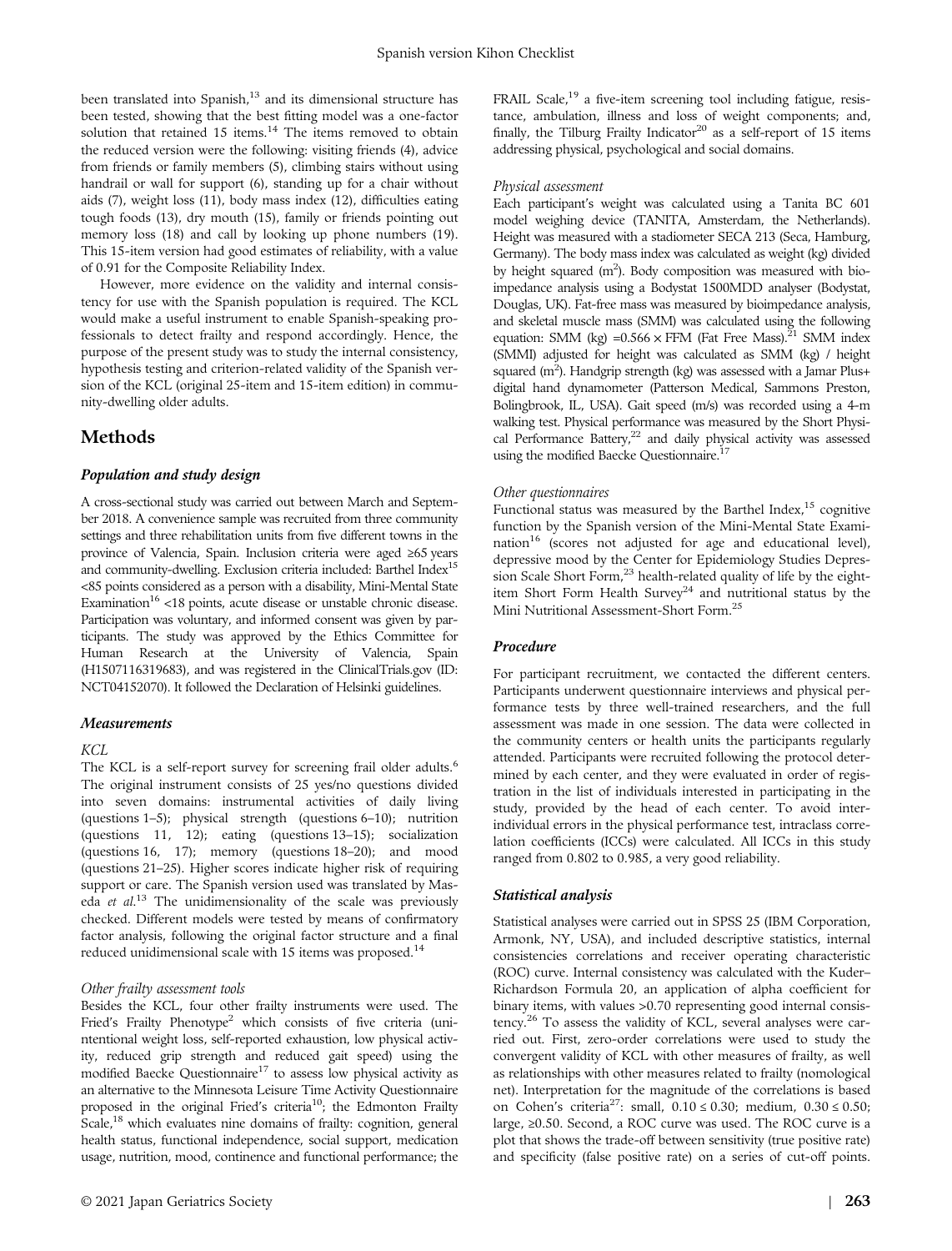been translated into Spanish,[13] and its dimensional structure has been tested, showing that the best fitting model was a one-factor solution that retained 15 items.[14] The items removed to obtain the reduced version were the following: visiting friends (4), advice from friends or family members (5), climbing stairs without using handrail or wall for support (6), standing up for a chair without aids (7), weight loss (11), body mass index (12), difficulties eating tough foods (13), dry mouth (15), family or friends pointing out memory loss (18) and call by looking up phone numbers (19). This 15-item version had good estimates of reliability, with a value of 0.91 for the Composite Reliability Index.

However, more evidence on the validity and internal consistency for use with the Spanish population is required. The KCL would make a useful instrument to enable Spanish-speaking professionals to detect frailty and respond accordingly. Hence, the purpose of the present study was to study the internal consistency, hypothesis testing and criterion-related validity of the Spanish version of the KCL (original 25-item and 15-item edition) in community-dwelling older adults.

## Methods

### *Population and study design*

A cross-sectional study was carried out between March and September 2018. A convenience sample was recruited from three community settings and three rehabilitation units from five different towns in the province of Valencia, Spain. Inclusion criteria were aged ≥65 years and community-dwelling. Exclusion criteria included: Barthel Index[15] <85 points considered as a person with a disability, Mini-Mental State Examination[16] <18 points, acute disease or unstable chronic disease. Participation was voluntary, and informed consent was given by participants. The study was approved by the Ethics Committee for Human Research at the University of Valencia, Spain (H1507116319683), and was registered in the ClinicalTrials.gov (ID: NCT04152070). It followed the Declaration of Helsinki guidelines.

### *Measurements*

#### *KCL*

The KCL is a self-report survey for screening frail older adults.[6] The original instrument consists of 25 yes/no questions divided into seven domains: instrumental activities of daily living (questions 1–5); physical strength (questions 6–10); nutrition (questions 11, 12); eating (questions 13–15); socialization (questions 16, 17); memory (questions 18–20); and mood (questions 21–25). Higher scores indicate higher risk of requiring support or care. The Spanish version used was translated by Maseda *et al*.[13] The unidimensionality of the scale was previously checked. Different models were tested by means of confirmatory factor analysis, following the original factor structure and a final reduced unidimensional scale with 15 items was proposed.[14]

#### *Other frailty assessment tools*

Besides the KCL, four other frailty instruments were used. The Fried's Frailty Phenotype[2] which consists of five criteria (unintentional weight loss, self-reported exhaustion, low physical activity, reduced grip strength and reduced gait speed) using the modified Baecke Questionnaire[17] to assess low physical activity as an alternative to the Minnesota Leisure Time Activity Questionnaire proposed in the original Fried's criteria[10]; the Edmonton Frailty Scale,[18] which evaluates nine domains of frailty: cognition, general health status, functional independence, social support, medication usage, nutrition, mood, continence and functional performance; the FRAIL Scale,[19] a five-item screening tool including fatigue, resistance, ambulation, illness and loss of weight components; and, finally, the Tilburg Frailty Indicator[20] as a self-report of 15 items addressing physical, psychological and social domains.

#### *Physical assessment*

Each participant's weight was calculated using a Tanita BC 601 model weighing device (TANITA, Amsterdam, the Netherlands). Height was measured with a stadiometer SECA 213 (Seca, Hamburg, Germany). The body mass index was calculated as weight (kg) divided by height squared ($m^2$). Body composition was measured with bioimpedance analysis using a Bodystat 1500MDD analyser (Bodystat, Douglas, UK). Fat-free mass was measured by bioimpedance analysis, and skeletal muscle mass (SMM) was calculated using the following equation: SMM (kg) $= 0.566 \times$ FFM (Fat Free Mass).[21] SMM index (SMMI) adjusted for height was calculated as SMM (kg) / height squared ($m^2$). Handgrip strength (kg) was assessed with a Jamar Plus+ digital hand dynamometer (Patterson Medical, Sammons Preston, Bolingbrook, IL, USA). Gait speed (m/s) was recorded using a 4-m walking test. Physical performance was measured by the Short Physical Performance Battery,[22] and daily physical activity was assessed using the modified Baecke Questionnaire.[17]

#### *Other questionnaires*

Functional status was measured by the Barthel Index,[15] cognitive function by the Spanish version of the Mini-Mental State Examination[16] (scores not adjusted for age and educational level), depressive mood by the Center for Epidemiology Studies Depression Scale Short Form,[23] health-related quality of life by the eight-item Short Form Health Survey[24] and nutritional status by the Mini Nutritional Assessment-Short Form.[25]

### *Procedure*

For participant recruitment, we contacted the different centers. Participants underwent questionnaire interviews and physical performance tests by three well-trained researchers, and the full assessment was made in one session. The data were collected in the community centers or health units the participants regularly attended. Participants were recruited following the protocol determined by each center, and they were evaluated in order of registration in the list of individuals interested in participating in the study, provided by the head of each center. To avoid inter-individual errors in the physical performance test, intraclass correlation coefficients (ICCs) were calculated. All ICCs in this study ranged from 0.802 to 0.985, a very good reliability.

### *Statistical analysis*

Statistical analyses were carried out in SPSS 25 (IBM Corporation, Armonk, NY, USA), and included descriptive statistics, internal consistencies correlations and receiver operating characteristic (ROC) curve. Internal consistency was calculated with the Kuder–Richardson Formula 20, an application of alpha coefficient for binary items, with values >0.70 representing good internal consistency.[26] To assess the validity of KCL, several analyses were carried out. First, zero-order correlations were used to study the convergent validity of KCL with other measures of frailty, as well as relationships with other measures related to frailty (nomological net). Interpretation for the magnitude of the correlations is based on Cohen's criteria[27]: small, $0.10 \leq 0.30$; medium, $0.30 \leq 0.50$; large, $\geq 0.50$. Second, a ROC curve was used. The ROC curve is a plot that shows the trade-off between sensitivity (true positive rate) and specificity (false positive rate) on a series of cut-off points.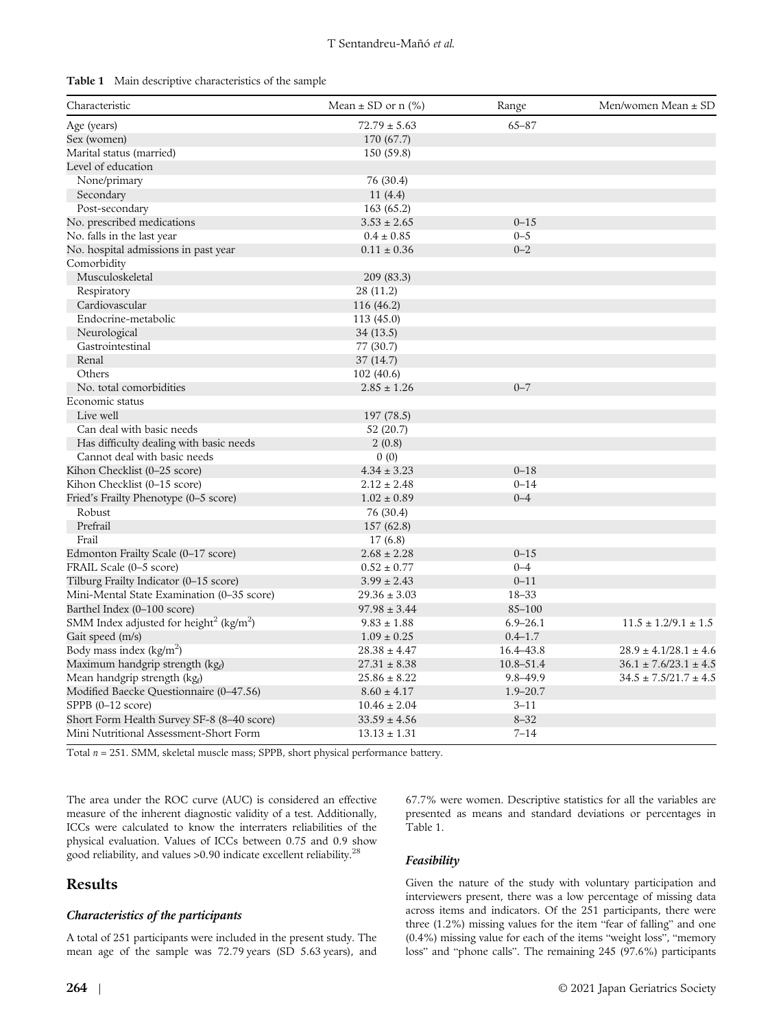**Table 1** Main descriptive characteristics of the sample

| Characteristic | Mean ± SD or n (%) | Range | Men/women Mean ± SD |
|---|---|---|---|
| Age (years) | 72.79 ± 5.63 | 65–87 | |
| Sex (women) | 170 (67.7) | | |
| Marital status (married) | 150 (59.8) | | |
| Level of education | | | |
| None/primary | 76 (30.4) | | |
| Secondary | 11 (4.4) | | |
| Post-secondary | 163 (65.2) | | |
| No. prescribed medications | 3.53 ± 2.65 | 0–15 | |
| No. falls in the last year | 0.4 ± 0.85 | 0–5 | |
| No. hospital admissions in past year | 0.11 ± 0.36 | 0–2 | |
| Comorbidity | | | |
| Musculoskeletal | 209 (83.3) | | |
| Respiratory | 28 (11.2) | | |
| Cardiovascular | 116 (46.2) | | |
| Endocrine-metabolic | 113 (45.0) | | |
| Neurological | 34 (13.5) | | |
| Gastrointestinal | 77 (30.7) | | |
| Renal | 37 (14.7) | | |
| Others | 102 (40.6) | | |
| No. total comorbidities | 2.85 ± 1.26 | 0–7 | |
| Economic status | | | |
| Live well | 197 (78.5) | | |
| Can deal with basic needs | 52 (20.7) | | |
| Has difficulty dealing with basic needs | 2 (0.8) | | |
| Cannot deal with basic needs | 0 (0) | | |
| Kihon Checklist (0–25 score) | 4.34 ± 3.23 | 0–18 | |
| Kihon Checklist (0–15 score) | 2.12 ± 2.48 | 0–14 | |
| Fried's Frailty Phenotype (0–5 score) | 1.02 ± 0.89 | 0–4 | |
| Robust | 76 (30.4) | | |
| Prefrail | 157 (62.8) | | |
| Frail | 17 (6.8) | | |
| Edmonton Frailty Scale (0–17 score) | 2.68 ± 2.28 | 0–15 | |
| FRAIL Scale (0–5 score) | 0.52 ± 0.77 | 0–4 | |
| Tilburg Frailty Indicator (0–15 score) | 3.99 ± 2.43 | 0–11 | |
| Mini-Mental State Examination (0–35 score) | 29.36 ± 3.03 | 18–33 | |
| Barthel Index (0–100 score) | 97.98 ± 3.44 | 85–100 | |
| SMM Index adjusted for height$^2$ (kg/m$^2$) | 9.83 ± 1.88 | 6.9–26.1 | 11.5 ± 1.2/9.1 ± 1.5 |
| Gait speed (m/s) | 1.09 ± 0.25 | 0.4–1.7 | |
| Body mass index (kg/m$^2$) | 28.38 ± 4.47 | 16.4–43.8 | 28.9 ± 4.1/28.1 ± 4.6 |
| Maximum handgrip strength (kg$_f$) | 27.31 ± 8.38 | 10.8–51.4 | 36.1 ± 7.6/23.1 ± 4.5 |
| Mean handgrip strength (kg$_f$) | 25.86 ± 8.22 | 9.8–49.9 | 34.5 ± 7.5/21.7 ± 4.5 |
| Modified Baecke Questionnaire (0–47.56) | 8.60 ± 4.17 | 1.9–20.7 | |
| SPPB (0–12 score) | 10.46 ± 2.04 | 3–11 | |
| Short Form Health Survey SF-8 (8–40 score) | 33.59 ± 4.56 | 8–32 | |
| Mini Nutritional Assessment-Short Form | 13.13 ± 1.31 | 7–14 | |

Total $n$ = 251. SMM, skeletal muscle mass; SPPB, short physical performance battery.

The area under the ROC curve (AUC) is considered an effective measure of the inherent diagnostic validity of a test. Additionally, ICCs were calculated to know the interraters reliabilities of the physical evaluation. Values of ICCs between 0.75 and 0.9 show good reliability, and values >0.90 indicate excellent reliability.[28]

## Results

### Characteristics of the participants

A total of 251 participants were included in the present study. The mean age of the sample was 72.79 years (SD 5.63 years), and 67.7% were women. Descriptive statistics for all the variables are presented as means and standard deviations or percentages in Table 1.

### Feasibility

Given the nature of the study with voluntary participation and interviewers present, there was a low percentage of missing data across items and indicators. Of the 251 participants, there were three (1.2%) missing values for the item "fear of falling" and one (0.4%) missing value for each of the items "weight loss", "memory loss" and "phone calls". The remaining 245 (97.6%) participants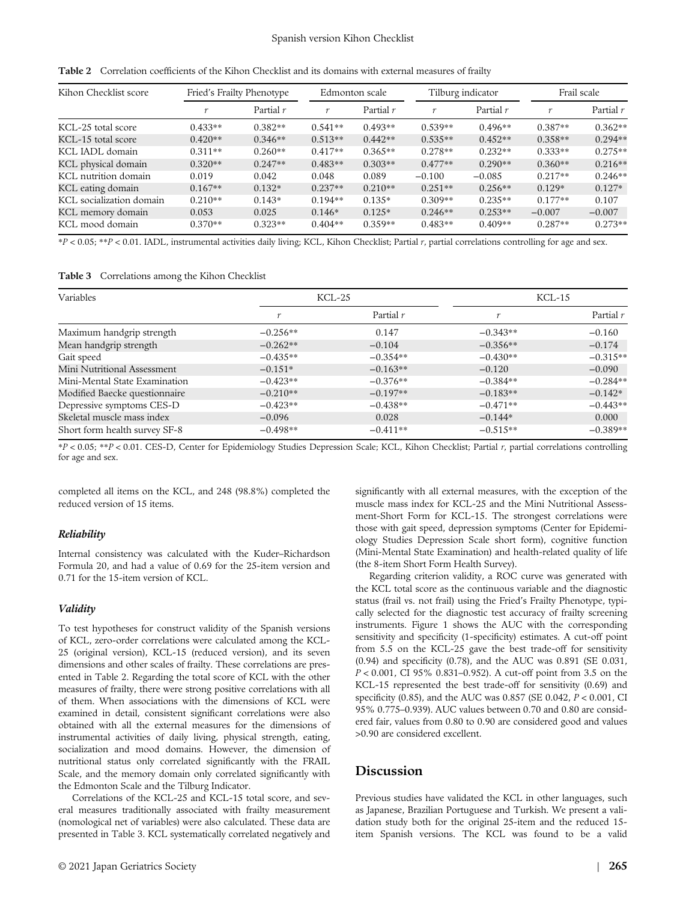**Table 2** Correlation coefficients of the Kihon Checklist and its domains with external measures of frailty

| Kihon Checklist score | Fried's Frailty Phenotype | | Edmonton scale | | Tilburg indicator | | Frail scale | |
|---|---|---|---|---|---|---|---|---|
| | *r* | Partial *r* | *r* | Partial *r* | *r* | Partial *r* | *r* | Partial *r* |
| KCL-25 total score | 0.433** | 0.382** | 0.541** | 0.493** | 0.539** | 0.496** | 0.387** | 0.362** |
| KCL-15 total score | 0.420** | 0.346** | 0.513** | 0.442** | 0.535** | 0.452** | 0.358** | 0.294** |
| KCL IADL domain | 0.311** | 0.260** | 0.417** | 0.365** | 0.278** | 0.232** | 0.333** | 0.275** |
| KCL physical domain | 0.320** | 0.247** | 0.483** | 0.303** | 0.477** | 0.290** | 0.360** | 0.216** |
| KCL nutrition domain | 0.019 | 0.042 | 0.048 | 0.089 | −0.100 | −0.085 | 0.217** | 0.246** |
| KCL eating domain | 0.167** | 0.132* | 0.237** | 0.210** | 0.251** | 0.256** | 0.129* | 0.127* |
| KCL socialization domain | 0.210** | 0.143* | 0.194** | 0.135* | 0.309** | 0.235** | 0.177** | 0.107 |
| KCL memory domain | 0.053 | 0.025 | 0.146* | 0.125* | 0.246** | 0.253** | −0.007 | −0.007 |
| KCL mood domain | 0.370** | 0.323** | 0.404** | 0.359** | 0.483** | 0.409** | 0.287** | 0.273** |

*$P < 0.05$; **$P < 0.01$. IADL, instrumental activities daily living; KCL, Kihon Checklist; Partial *r*, partial correlations controlling for age and sex.

**Table 3** Correlations among the Kihon Checklist

| Variables | KCL-25 | | KCL-15 | |
|---|---|---|---|---|
| | *r* | Partial *r* | *r* | Partial *r* |
| Maximum handgrip strength | −0.256** | 0.147 | −0.343** | −0.160 |
| Mean handgrip strength | −0.262** | −0.104 | −0.356** | −0.174 |
| Gait speed | −0.435** | −0.354** | −0.430** | −0.315** |
| Mini Nutritional Assessment | −0.151* | −0.163** | −0.120 | −0.090 |
| Mini-Mental State Examination | −0.423** | −0.376** | −0.384** | −0.284** |
| Modified Baecke questionnaire | −0.210** | −0.197** | −0.183** | −0.142* |
| Depressive symptoms CES-D | −0.423** | −0.438** | −0.471** | −0.443** |
| Skeletal muscle mass index | −0.096 | 0.028 | −0.144* | 0.000 |
| Short form health survey SF-8 | −0.498** | −0.411** | −0.515** | −0.389** |

*$P < 0.05$; **$P < 0.01$. CES-D, Center for Epidemiology Studies Depression Scale; KCL, Kihon Checklist; Partial *r*, partial correlations controlling for age and sex.

completed all items on the KCL, and 248 (98.8%) completed the reduced version of 15 items.

### *Reliability*

Internal consistency was calculated with the Kuder–Richardson Formula 20, and had a value of 0.69 for the 25-item version and 0.71 for the 15-item version of KCL.

### *Validity*

To test hypotheses for construct validity of the Spanish versions of KCL, zero-order correlations were calculated among the KCL-25 (original version), KCL-15 (reduced version), and its seven dimensions and other scales of frailty. These correlations are presented in Table 2. Regarding the total score of KCL with the other measures of frailty, there were strong positive correlations with all of them. When associations with the dimensions of KCL were examined in detail, consistent significant correlations were also obtained with all the external measures for the dimensions of instrumental activities of daily living, physical strength, eating, socialization and mood domains. However, the dimension of nutritional status only correlated significantly with the FRAIL Scale, and the memory domain only correlated significantly with the Edmonton Scale and the Tilburg Indicator.

Correlations of the KCL-25 and KCL-15 total score, and several measures traditionally associated with frailty measurement (nomological net of variables) were also calculated. These data are presented in Table 3. KCL systematically correlated negatively and significantly with all external measures, with the exception of the muscle mass index for KCL-25 and the Mini Nutritional Assessment-Short Form for KCL-15. The strongest correlations were those with gait speed, depression symptoms (Center for Epidemiology Studies Depression Scale short form), cognitive function (Mini-Mental State Examination) and health-related quality of life (the 8-item Short Form Health Survey).

Regarding criterion validity, a ROC curve was generated with the KCL total score as the continuous variable and the diagnostic status (frail vs. not frail) using the Fried's Frailty Phenotype, typically selected for the diagnostic test accuracy of frailty screening instruments. Figure 1 shows the AUC with the corresponding sensitivity and specificity (1-specificity) estimates. A cut-off point from 5.5 on the KCL-25 gave the best trade-off for sensitivity (0.94) and specificity (0.78), and the AUC was 0.891 (SE 0.031, $P < 0.001$, CI 95% 0.831–0.952). A cut-off point from 3.5 on the KCL-15 represented the best trade-off for sensitivity (0.69) and specificity (0.85), and the AUC was 0.857 (SE 0.042, $P < 0.001$, CI 95% 0.775–0.939). AUC values between 0.70 and 0.80 are considered fair, values from 0.80 to 0.90 are considered good and values >0.90 are considered excellent.

## Discussion

Previous studies have validated the KCL in other languages, such as Japanese, Brazilian Portuguese and Turkish. We present a validation study both for the original 25-item and the reduced 15-item Spanish versions. The KCL was found to be a valid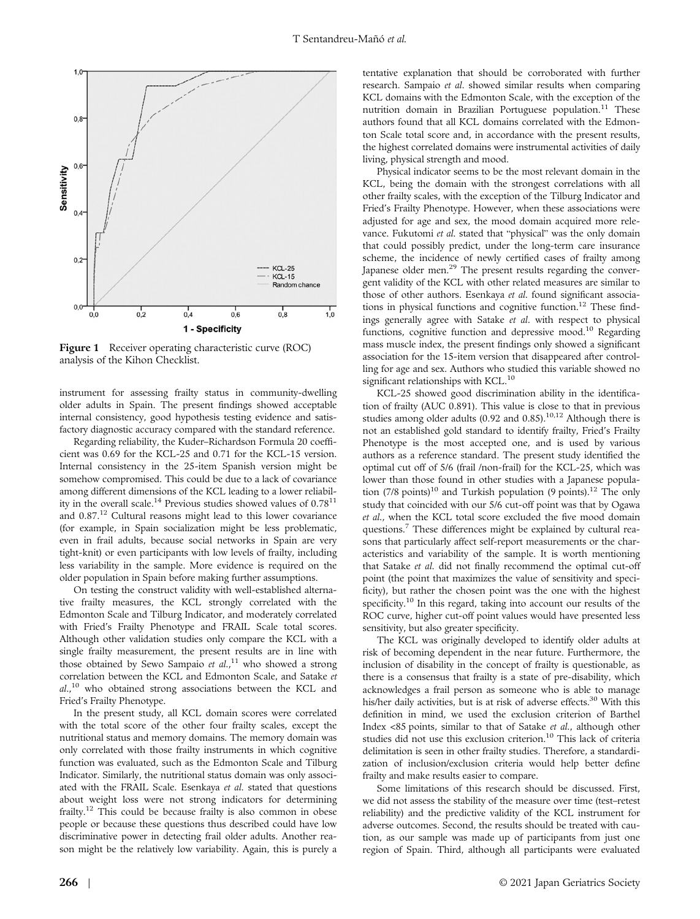Figure 1 Receiver operating characteristic curve (ROC) analysis of the Kihon Checklist.

instrument for assessing frailty status in community-dwelling older adults in Spain. The present findings showed acceptable internal consistency, good hypothesis testing evidence and satisfactory diagnostic accuracy compared with the standard reference.

Regarding reliability, the Kuder–Richardson Formula 20 coefficient was 0.69 for the KCL-25 and 0.71 for the KCL-15 version. Internal consistency in the 25-item Spanish version might be somehow compromised. This could be due to a lack of covariance among different dimensions of the KCL leading to a lower reliability in the overall scale.[14] Previous studies showed values of 0.78[11] and 0.87.[12] Cultural reasons might lead to this lower covariance (for example, in Spain socialization might be less problematic, even in frail adults, because social networks in Spain are very tight-knit) or even participants with low levels of frailty, including less variability in the sample. More evidence is required on the older population in Spain before making further assumptions.

On testing the construct validity with well-established alternative frailty measures, the KCL strongly correlated with the Edmonton Scale and Tilburg Indicator, and moderately correlated with Fried's Frailty Phenotype and FRAIL Scale total scores. Although other validation studies only compare the KCL with a single frailty measurement, the present results are in line with those obtained by Sewo Sampaio *et al.*,[11] who showed a strong correlation between the KCL and Edmonton Scale, and Satake *et al.*,[10] who obtained strong associations between the KCL and Fried's Frailty Phenotype.

In the present study, all KCL domain scores were correlated with the total score of the other four frailty scales, except the nutritional status and memory domains. The memory domain was only correlated with those frailty instruments in which cognitive function was evaluated, such as the Edmonton Scale and Tilburg Indicator. Similarly, the nutritional status domain was only associated with the FRAIL Scale. Esenkaya *et al.* stated that questions about weight loss were not strong indicators for determining frailty.[12] This could be because frailty is also common in obese people or because these questions thus described could have low discriminative power in detecting frail older adults. Another reason might be the relatively low variability. Again, this is purely a tentative explanation that should be corroborated with further research. Sampaio *et al.* showed similar results when comparing KCL domains with the Edmonton Scale, with the exception of the nutrition domain in Brazilian Portuguese population.[11] These authors found that all KCL domains correlated with the Edmonton Scale total score and, in accordance with the present results, the highest correlated domains were instrumental activities of daily living, physical strength and mood.

Physical indicator seems to be the most relevant domain in the KCL, being the domain with the strongest correlations with all other frailty scales, with the exception of the Tilburg Indicator and Fried's Frailty Phenotype. However, when these associations were adjusted for age and sex, the mood domain acquired more relevance. Fukutomi *et al.* stated that "physical" was the only domain that could possibly predict, under the long-term care insurance scheme, the incidence of newly certified cases of frailty among Japanese older men.[29] The present results regarding the convergent validity of the KCL with other related measures are similar to those of other authors. Esenkaya *et al.* found significant associations in physical functions and cognitive function.[12] These findings generally agree with Satake *et al.* with respect to physical functions, cognitive function and depressive mood.[10] Regarding mass muscle index, the present findings only showed a significant association for the 15-item version that disappeared after controlling for age and sex. Authors who studied this variable showed no significant relationships with KCL.[10]

KCL-25 showed good discrimination ability in the identification of frailty (AUC 0.891). This value is close to that in previous studies among older adults (0.92 and 0.85).[10,12] Although there is not an established gold standard to identify frailty, Fried's Frailty Phenotype is the most accepted one, and is used by various authors as a reference standard. The present study identified the optimal cut off of 5/6 (frail /non-frail) for the KCL-25, which was lower than those found in other studies with a Japanese population (7/8 points)[10] and Turkish population (9 points).[12] The only study that coincided with our 5/6 cut-off point was that by Ogawa *et al.*, when the KCL total score excluded the five mood domain questions.[7] These differences might be explained by cultural reasons that particularly affect self-report measurements or the characteristics and variability of the sample. It is worth mentioning that Satake *et al.* did not finally recommend the optimal cut-off point (the point that maximizes the value of sensitivity and specificity), but rather the chosen point was the one with the highest specificity.[10] In this regard, taking into account our results of the ROC curve, higher cut-off point values would have presented less sensitivity, but also greater specificity.

The KCL was originally developed to identify older adults at risk of becoming dependent in the near future. Furthermore, the inclusion of disability in the concept of frailty is questionable, as there is a consensus that frailty is a state of pre-disability, which acknowledges a frail person as someone who is able to manage his/her daily activities, but is at risk of adverse effects.[30] With this definition in mind, we used the exclusion criterion of Barthel Index <85 points, similar to that of Satake *et al.*, although other studies did not use this exclusion criterion.[10] This lack of criteria delimitation is seen in other frailty studies. Therefore, a standardization of inclusion/exclusion criteria would help better define frailty and make results easier to compare.

Some limitations of this research should be discussed. First, we did not assess the stability of the measure over time (test–retest reliability) and the predictive validity of the KCL instrument for adverse outcomes. Second, the results should be treated with caution, as our sample was made up of participants from just one region of Spain. Third, although all participants were evaluated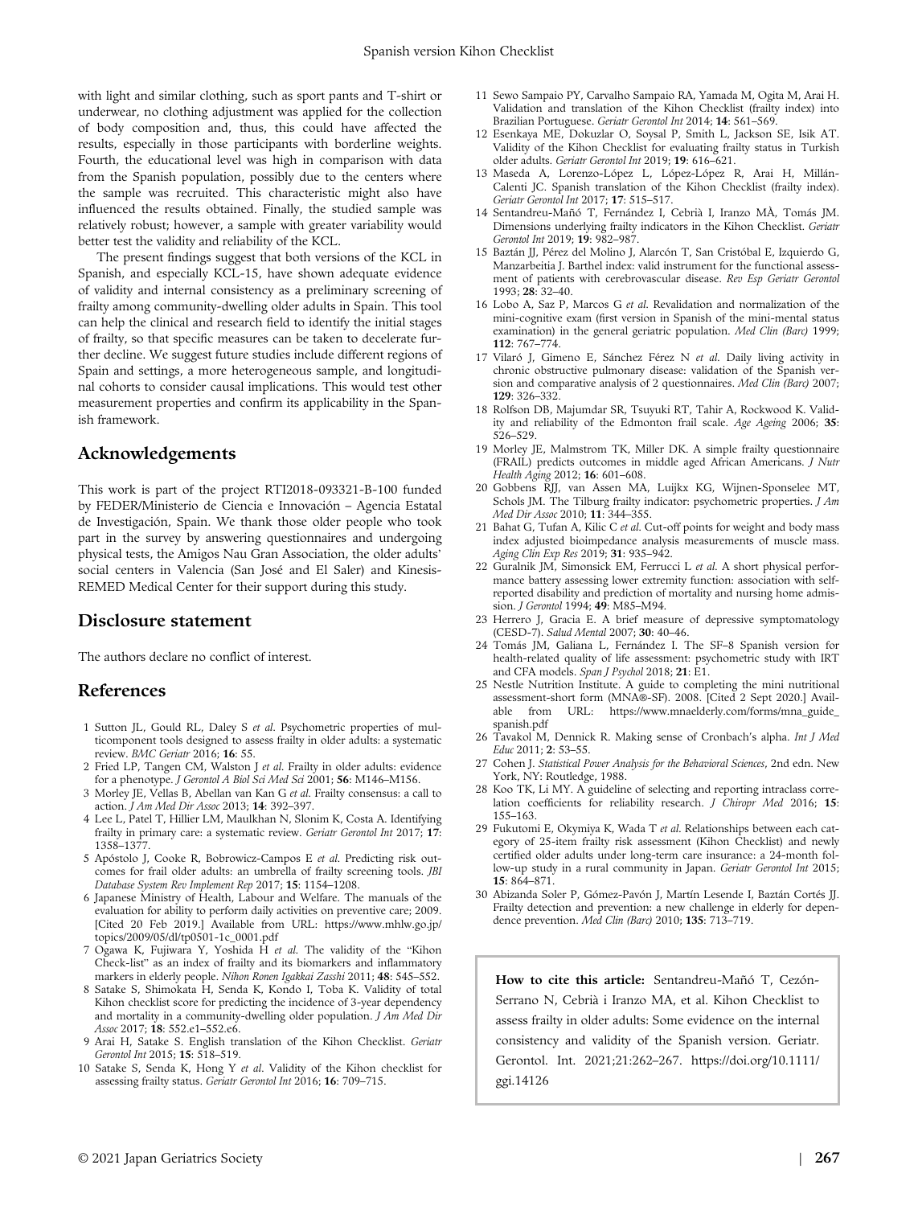with light and similar clothing, such as sport pants and T-shirt or underwear, no clothing adjustment was applied for the collection of body composition and, thus, this could have affected the results, especially in those participants with borderline weights. Fourth, the educational level was high in comparison with data from the Spanish population, possibly due to the centers where the sample was recruited. This characteristic might also have influenced the results obtained. Finally, the studied sample was relatively robust; however, a sample with greater variability would better test the validity and reliability of the KCL.

The present findings suggest that both versions of the KCL in Spanish, and especially KCL-15, have shown adequate evidence of validity and internal consistency as a preliminary screening of frailty among community-dwelling older adults in Spain. This tool can help the clinical and research field to identify the initial stages of frailty, so that specific measures can be taken to decelerate further decline. We suggest future studies include different regions of Spain and settings, a more heterogeneous sample, and longitudinal cohorts to consider causal implications. This would test other measurement properties and confirm its applicability in the Spanish framework.

## Acknowledgements

This work is part of the project RTI2018-093321-B-100 funded by FEDER/Ministerio de Ciencia e Innovación – Agencia Estatal de Investigación, Spain. We thank those older people who took part in the survey by answering questionnaires and undergoing physical tests, the Amigos Nau Gran Association, the older adults' social centers in Valencia (San José and El Saler) and Kinesis-REMED Medical Center for their support during this study.

## Disclosure statement

The authors declare no conflict of interest.

## References

1 Sutton JL, Gould RL, Daley S *et al*. Psychometric properties of multicomponent tools designed to assess frailty in older adults: a systematic review. *BMC Geriatr* 2016; **16**: 55.

2 Fried LP, Tangen CM, Walston J *et al*. Frailty in older adults: evidence for a phenotype. *J Gerontol A Biol Sci Med Sci* 2001; **56**: M146–M156.

3 Morley JE, Vellas B, Abellan van Kan G *et al*. Frailty consensus: a call to action. *J Am Med Dir Assoc* 2013; **14**: 392–397.

4 Lee L, Patel T, Hillier LM, Maulkhan N, Slonim K, Costa A. Identifying frailty in primary care: a systematic review. *Geriatr Gerontol Int* 2017; **17**: 1358–1377.

5 Apóstolo J, Cooke R, Bobrowicz-Campos E *et al*. Predicting risk outcomes for frail older adults: an umbrella of frailty screening tools. *JBI Database System Rev Implement Rep* 2017; **15**: 1154–1208.

6 Japanese Ministry of Health, Labour and Welfare. The manuals of the evaluation for ability to perform daily activities on preventive care; 2009. [Cited 20 Feb 2019.] Available from URL: https://www.mhlw.go.jp/topics/2009/05/dl/tp0501-1c_0001.pdf

7 Ogawa K, Fujiwara Y, Yoshida H *et al*. The validity of the "Kihon Check-list" as an index of frailty and its biomarkers and inflammatory markers in elderly people. *Nihon Ronen Igakkai Zasshi* 2011; **48**: 545–552.

8 Satake S, Shimokata H, Senda K, Kondo I, Toba K. Validity of total Kihon checklist score for predicting the incidence of 3-year dependency and mortality in a community-dwelling older population. *J Am Med Dir Assoc* 2017; **18**: 552.e1–552.e6.

9 Arai H, Satake S. English translation of the Kihon Checklist. *Geriatr Gerontol Int* 2015; **15**: 518–519.

10 Satake S, Senda K, Hong Y *et al*. Validity of the Kihon checklist for assessing frailty status. *Geriatr Gerontol Int* 2016; **16**: 709–715.

11 Sewo Sampaio PY, Carvalho Sampaio RA, Yamada M, Ogita M, Arai H. Validation and translation of the Kihon Checklist (frailty index) into Brazilian Portuguese. *Geriatr Gerontol Int* 2014; **14**: 561–569.

12 Esenkaya ME, Dokuzlar O, Soysal P, Smith L, Jackson SE, Isik AT. Validity of the Kihon Checklist for evaluating frailty status in Turkish older adults. *Geriatr Gerontol Int* 2019; **19**: 616–621.

13 Maseda A, Lorenzo-López L, López-López R, Arai H, Millán-Calenti JC. Spanish translation of the Kihon Checklist (frailty index). *Geriatr Gerontol Int* 2017; **17**: 515–517.

14 Sentandreu-Mañó T, Fernández I, Cebrià I, Iranzo MÀ, Tomás JM. Dimensions underlying frailty indicators in the Kihon Checklist. *Geriatr Gerontol Int* 2019; **19**: 982–987.

15 Baztán JJ, Pérez del Molino J, Alarcón T, San Cristóbal E, Izquierdo G, Manzarbeitia J. Barthel index: valid instrument for the functional assessment of patients with cerebrovascular disease. *Rev Esp Geriatr Gerontol* 1993; **28**: 32–40.

16 Lobo A, Saz P, Marcos G *et al*. Revalidation and normalization of the mini-cognitive exam (first version in Spanish of the mini-mental status examination) in the general geriatric population. *Med Clin (Barc)* 1999; **112**: 767–774.

17 Vilaró J, Gimeno E, Sánchez Férez N *et al*. Daily living activity in chronic obstructive pulmonary disease: validation of the Spanish version and comparative analysis of 2 questionnaires. *Med Clin (Barc)* 2007; **129**: 326–332.

18 Rolfson DB, Majumdar SR, Tsuyuki RT, Tahir A, Rockwood K. Validity and reliability of the Edmonton frail scale. *Age Ageing* 2006; **35**: 526–529.

19 Morley JE, Malmstrom TK, Miller DK. A simple frailty questionnaire (FRAIL) predicts outcomes in middle aged African Americans. *J Nutr Health Aging* 2012; **16**: 601–608.

20 Gobbens RJJ, van Assen MA, Luijkx KG, Wijnen-Sponselee MT, Schols JM. The Tilburg frailty indicator: psychometric properties. *J Am Med Dir Assoc* 2010; **11**: 344–355.

21 Bahat G, Tufan A, Kilic C *et al*. Cut-off points for weight and body mass index adjusted bioimpedance analysis measurements of muscle mass. *Aging Clin Exp Res* 2019; **31**: 935–942.

22 Guralnik JM, Simonsick EM, Ferrucci L *et al*. A short physical performance battery assessing lower extremity function: association with self-reported disability and prediction of mortality and nursing home admission. *J Gerontol* 1994; **49**: M85–M94.

23 Herrero J, Gracia E. A brief measure of depressive symptomatology (CESD-7). *Salud Mental* 2007; **30**: 40–46.

24 Tomás JM, Galiana L, Fernández I. The SF–8 Spanish version for health-related quality of life assessment: psychometric study with IRT and CFA models. *Span J Psychol* 2018; **21**: E1.

25 Nestle Nutrition Institute. A guide to completing the mini nutritional assessment-short form (MNA®-SF). 2008. [Cited 2 Sept 2020.] Available from URL: https://www.mnaelderly.com/forms/mna_guide_spanish.pdf

26 Tavakol M, Dennick R. Making sense of Cronbach's alpha. *Int J Med Educ* 2011; **2**: 53–55.

27 Cohen J. *Statistical Power Analysis for the Behavioral Sciences*, 2nd edn. New York, NY: Routledge, 1988.

28 Koo TK, Li MY. A guideline of selecting and reporting intraclass correlation coefficients for reliability research. *J Chiropr Med* 2016; **15**: 155–163.

29 Fukutomi E, Okymiya K, Wada T *et al*. Relationships between each category of 25-item frailty risk assessment (Kihon Checklist) and newly certified older adults under long-term care insurance: a 24-month follow-up study in a rural community in Japan. *Geriatr Gerontol Int* 2015; **15**: 864–871.

30 Abizanda Soler P, Gómez-Pavón J, Martín Lesende I, Baztán Cortés JJ. Frailty detection and prevention: a new challenge in elderly for dependence prevention. *Med Clin (Barc)* 2010; **135**: 713–719.

**How to cite this article:** Sentandreu-Mañó T, Cezón-Serrano N, Cebrià i Iranzo MA, et al. Kihon Checklist to assess frailty in older adults: Some evidence on the internal consistency and validity of the Spanish version. Geriatr. Gerontol. Int. 2021;21:262–267. https://doi.org/10.1111/ggi.14126